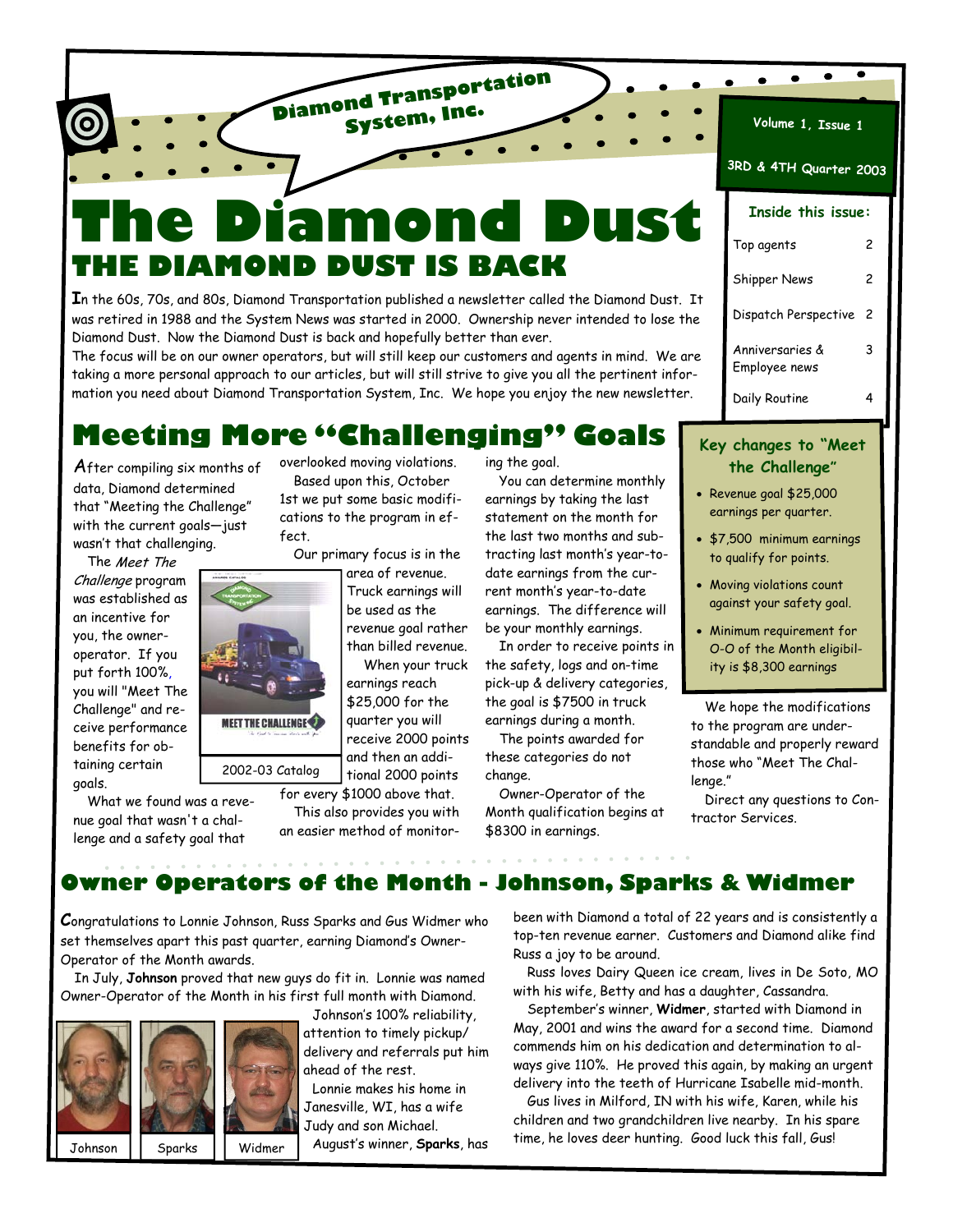Diamond Transportation System, Inc.

Volume 1, Issue 1

3RD & 4TH Quarter 2003

# The Diamond Dust

## THE DIAMOND DUST IS BACK

In the 60s, 70s, and 80s, Diamond Transportation published a newsletter called the Diamond Dust. It was retired in 1988 and the System News was started in 2000. Ownership never intended to lose the Diamond Dust. Now the Diamond Dust is back and hopefully better than ever.

The focus will be on our owner operators, but will still keep our customers and agents in mind. We are taking a more personal approach to our articles, but will still strive to give you all the pertinent information you need about Diamond Transportation System, Inc. We hope you enjoy the new newsletter.

**Inside this issue:**

| | |
|---|---|
| Top agents | 2 |
| Shipper News | 2 |
| Dispatch Perspective | 2 |
| Anniversaries & Employee news | 3 |
| Daily Routine | 4 |

## Meeting More "Challenging" Goals

After compiling six months of data, Diamond determined that "Meeting the Challenge" with the current goals—just wasn't that challenging.

The *Meet The Challenge* program was established as an incentive for you, the owner-operator. If you put forth 100%, you will "Meet The Challenge" and receive performance benefits for obtaining certain goals.

What we found was a revenue goal that wasn't a challenge and a safety goal that overlooked moving violations.

Based upon this, October 1st we put some basic modifications to the program in effect.

Our primary focus is in the area of revenue. Truck earnings will be used as the revenue goal rather than billed revenue.

2002-03 Catalog

When your truck earnings reach $25,000 for the quarter you will receive 2000 points and then an additional 2000 points for every $1000 above that.

This also provides you with an easier method of monitoring the goal.

You can determine monthly earnings by taking the last statement on the month for the last two months and subtracting last month's year-to-date earnings from the current month's year-to-date earnings. The difference will be your monthly earnings.

In order to receive points in the safety, logs and on-time pick-up & delivery categories, the goal is $7500 in truck earnings during a month.

The points awarded for these categories do not change.

Owner-Operator of the Month qualification begins at $8300 in earnings.

**Key changes to "Meet the Challenge"**

- Revenue goal $25,000 earnings per quarter.
- $7,500 minimum earnings to qualify for points.
- Moving violations count against your safety goal.
- Minimum requirement for O-O of the Month eligibility is $8,300 earnings

We hope the modifications to the program are understandable and properly reward those who "Meet The Challenge."

Direct any questions to Contractor Services.

## Owner Operators of the Month - Johnson, Sparks & Widmer

Congratulations to Lonnie Johnson, Russ Sparks and Gus Widmer who set themselves apart this past quarter, earning Diamond's Owner-Operator of the Month awards.

In July, **Johnson** proved that new guys do fit in. Lonnie was named Owner-Operator of the Month in his first full month with Diamond.

Johnson | Sparks | Widmer

Johnson's 100% reliability, attention to timely pickup/delivery and referrals put him ahead of the rest.

Lonnie makes his home in Janesville, WI, has a wife Judy and son Michael.

August's winner, **Sparks**, has been with Diamond a total of 22 years and is consistently a top-ten revenue earner. Customers and Diamond alike find Russ a joy to be around.

Russ loves Dairy Queen ice cream, lives in De Soto, MO with his wife, Betty and has a daughter, Cassandra.

September's winner, **Widmer**, started with Diamond in May, 2001 and wins the award for a second time. Diamond commends him on his dedication and determination to always give 110%. He proved this again, by making an urgent delivery into the teeth of Hurricane Isabelle mid-month.

Gus lives in Milford, IN with his wife, Karen, while his children and two grandchildren live nearby. In his spare time, he loves deer hunting. Good luck this fall, Gus!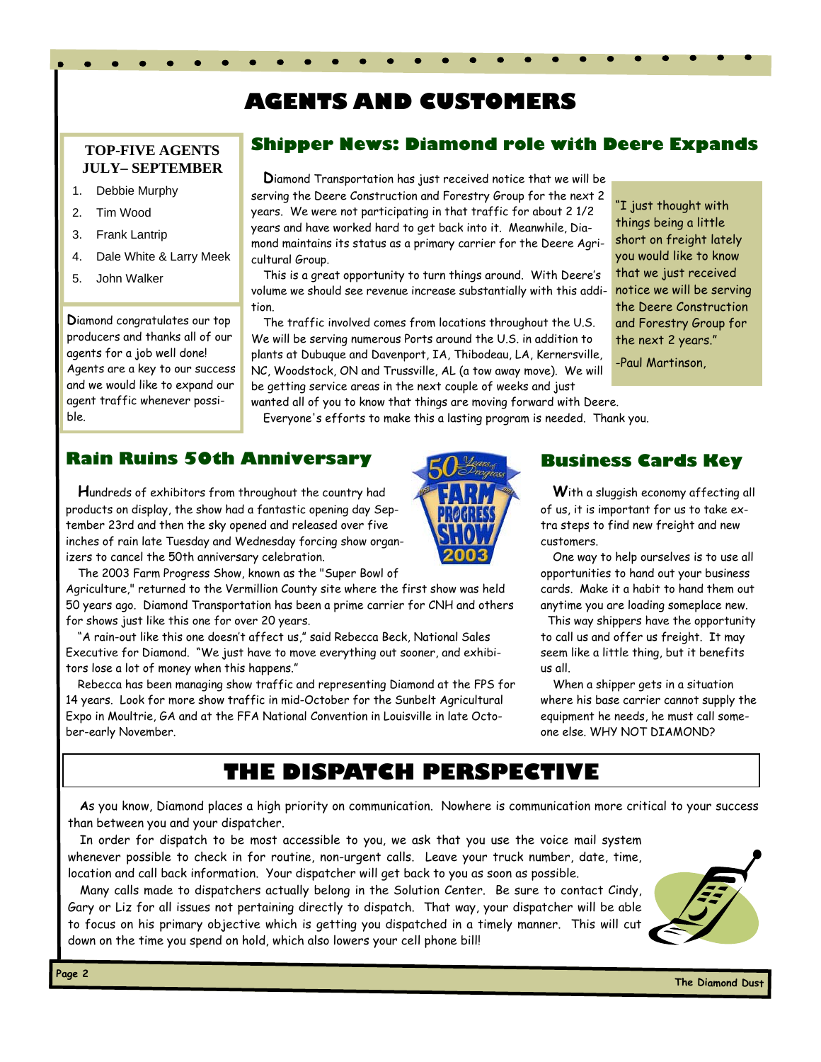# AGENTS AND CUSTOMERS

**TOP-FIVE AGENTS JULY– SEPTEMBER**

1. Debbie Murphy
2. Tim Wood
3. Frank Lantrip
4. Dale White & Larry Meek
5. John Walker

Diamond congratulates our top producers and thanks all of our agents for a job well done! Agents are a key to our success and we would like to expand our agent traffic whenever possible.

## Shipper News: Diamond role with Deere Expands

Diamond Transportation has just received notice that we will be serving the Deere Construction and Forestry Group for the next 2 years. We were not participating in that traffic for about 2 1/2 years and have worked hard to get back into it. Meanwhile, Diamond maintains its status as a primary carrier for the Deere Agricultural Group.

This is a great opportunity to turn things around. With Deere's volume we should see revenue increase substantially with this addition.

The traffic involved comes from locations throughout the U.S. We will be serving numerous Ports around the U.S. in addition to plants at Dubuque and Davenport, IA, Thibodeau, LA, Kernersville, NC, Woodstock, ON and Trussville, AL (a tow away move). We will be getting service areas in the next couple of weeks and just wanted all of you to know that things are moving forward with Deere.

Everyone's efforts to make this a lasting program is needed. Thank you.

"I just thought with things being a little short on freight lately you would like to know that we just received notice we will be serving the Deere Construction and Forestry Group for the next 2 years."

-Paul Martinson,

## Rain Ruins 50th Anniversary

Hundreds of exhibitors from throughout the country had products on display, the show had a fantastic opening day September 23rd and then the sky opened and released over five inches of rain late Tuesday and Wednesday forcing show organizers to cancel the 50th anniversary celebration.

The 2003 Farm Progress Show, known as the "Super Bowl of Agriculture," returned to the Vermillion County site where the first show was held 50 years ago. Diamond Transportation has been a prime carrier for CNH and others for shows just like this one for over 20 years.

"A rain-out like this one doesn't affect us," said Rebecca Beck, National Sales Executive for Diamond. "We just have to move everything out sooner, and exhibitors lose a lot of money when this happens."

Rebecca has been managing show traffic and representing Diamond at the FPS for 14 years. Look for more show traffic in mid-October for the Sunbelt Agricultural Expo in Moultrie, GA and at the FFA National Convention in Louisville in late October-early November.

## Business Cards Key

With a sluggish economy affecting all of us, it is important for us to take extra steps to find new freight and new customers.

One way to help ourselves is to use all opportunities to hand out your business cards. Make it a habit to hand them out anytime you are loading someplace new.

This way shippers have the opportunity to call us and offer us freight. It may seem like a little thing, but it benefits us all.

When a shipper gets in a situation where his base carrier cannot supply the equipment he needs, he must call someone else. WHY NOT DIAMOND?

# THE DISPATCH PERSPECTIVE

As you know, Diamond places a high priority on communication. Nowhere is communication more critical to your success than between you and your dispatcher.

In order for dispatch to be most accessible to you, we ask that you use the voice mail system whenever possible to check in for routine, non-urgent calls. Leave your truck number, date, time, location and call back information. Your dispatcher will get back to you as soon as possible.

Many calls made to dispatchers actually belong in the Solution Center. Be sure to contact Cindy, Gary or Liz for all issues not pertaining directly to dispatch. That way, your dispatcher will be able to focus on his primary objective which is getting you dispatched in a timely manner. This will cut down on the time you spend on hold, which also lowers your cell phone bill!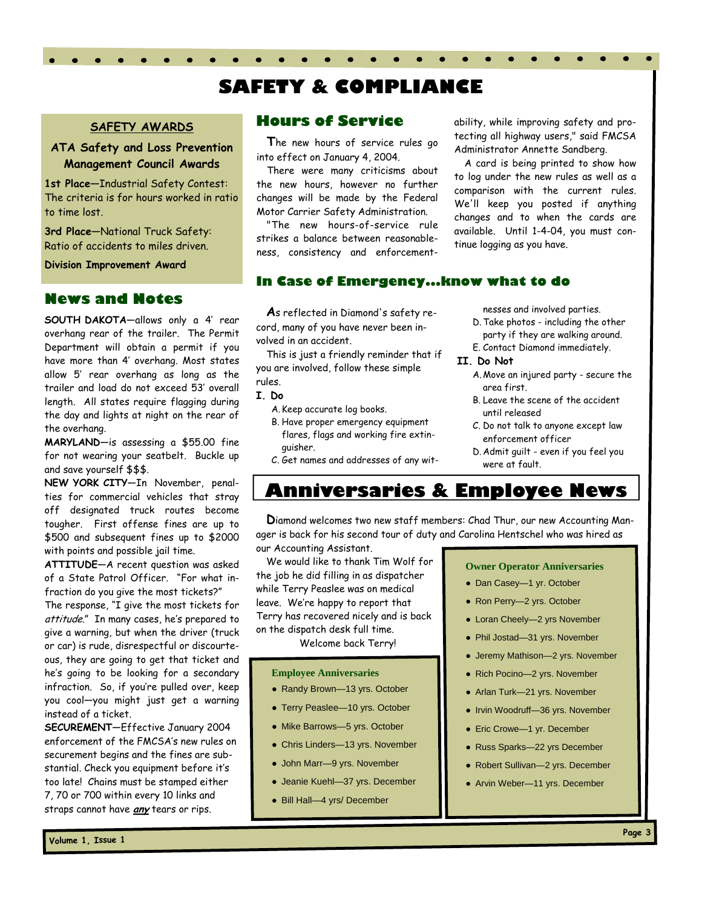# SAFETY & COMPLIANCE

## SAFETY AWARDS

**ATA Safety and Loss Prevention Management Council Awards**

**1st Place**—Industrial Safety Contest: The criteria is for hours worked in ratio to time lost.

**3rd Place**—National Truck Safety: Ratio of accidents to miles driven.

**Division Improvement Award**

## News and Notes

**SOUTH DAKOTA**—allows only a 4' rear overhang rear of the trailer. The Permit Department will obtain a permit if you have more than 4' overhang. Most states allow 5' rear overhang as long as the trailer and load do not exceed 53' overall length. All states require flagging during the day and lights at night on the rear of the overhang.

**MARYLAND**—is assessing a $55.00 fine for not wearing your seatbelt. Buckle up and save yourself $$$.

**NEW YORK CITY**—In November, penalties for commercial vehicles that stray off designated truck routes become tougher. First offense fines are up to $500 and subsequent fines up to $2000 with points and possible jail time.

**ATTITUDE—**A recent question was asked of a State Patrol Officer. "For what infraction do you give the most tickets?"

The response, "I give the most tickets for *attitude*." In many cases, he's prepared to give a warning, but when the driver (truck or car) is rude, disrespectful or discourteous, they are going to get that ticket and he's going to be looking for a secondary infraction. So, if you're pulled over, keep you cool—you might just get a warning instead of a ticket.

**SECUREMENT**—Effective January 2004 enforcement of the FMCSA's new rules on securement begins and the fines are substantial. Check you equipment before it's too late! Chains must be stamped either 7, 70 or 700 within every 10 links and straps cannot have ***any*** tears or rips.

## Hours of Service

The new hours of service rules go into effect on January 4, 2004.

There were many criticisms about the new hours, however no further changes will be made by the Federal Motor Carrier Safety Administration.

"The new hours-of-service rule strikes a balance between reasonableness, consistency and enforceability, while improving safety and protecting all highway users," said FMCSA Administrator Annette Sandberg.

A card is being printed to show how to log under the new rules as well as a comparison with the current rules. We'll keep you posted if anything changes and to when the cards are available. Until 1-4-04, you must continue logging as you have.

## In Case of Emergency…know what to do

As reflected in Diamond's safety record, many of you have never been involved in an accident.

This is just a friendly reminder that if you are involved, follow these simple rules.

**I. Do**

A. Keep accurate log books.
B. Have proper emergency equipment flares, flags and working fire extinguisher.
C. Get names and addresses of any witnesses and involved parties.
D. Take photos - including the other party if they are walking around.
E. Contact Diamond immediately.

**II. Do Not**

A. Move an injured party - secure the area first.
B. Leave the scene of the accident until released
C. Do not talk to anyone except law enforcement officer
D. Admit guilt - even if you feel you were at fault.

# Anniversaries & Employee News

Diamond welcomes two new staff members: Chad Thur, our new Accounting Manager is back for his second tour of duty and Carolina Hentschel who was hired as our Accounting Assistant.

We would like to thank Tim Wolf for the job he did filling in as dispatcher while Terry Peaslee was on medical leave. We're happy to report that Terry has recovered nicely and is back on the dispatch desk full time.

Welcome back Terry!

### Employee Anniversaries

- Randy Brown—13 yrs. October
- Terry Peaslee—10 yrs. October
- Mike Barrows—5 yrs. October
- Chris Linders—13 yrs. November
- John Marr—9 yrs. November
- Jeanie Kuehl—37 yrs. December
- Bill Hall—4 yrs/ December

### Owner Operator Anniversaries

- Dan Casey—1 yr. October
- Ron Perry—2 yrs. October
- Loran Cheely—2 yrs November
- Phil Jostad—31 yrs. November
- Jeremy Mathison—2 yrs. November
- Rich Pocino—2 yrs. November
- Arlan Turk—21 yrs. November
- Irvin Woodruff—36 yrs. November
- Eric Crowe—1 yr. December
- Russ Sparks—22 yrs December
- Robert Sullivan—2 yrs. December
- Arvin Weber—11 yrs. December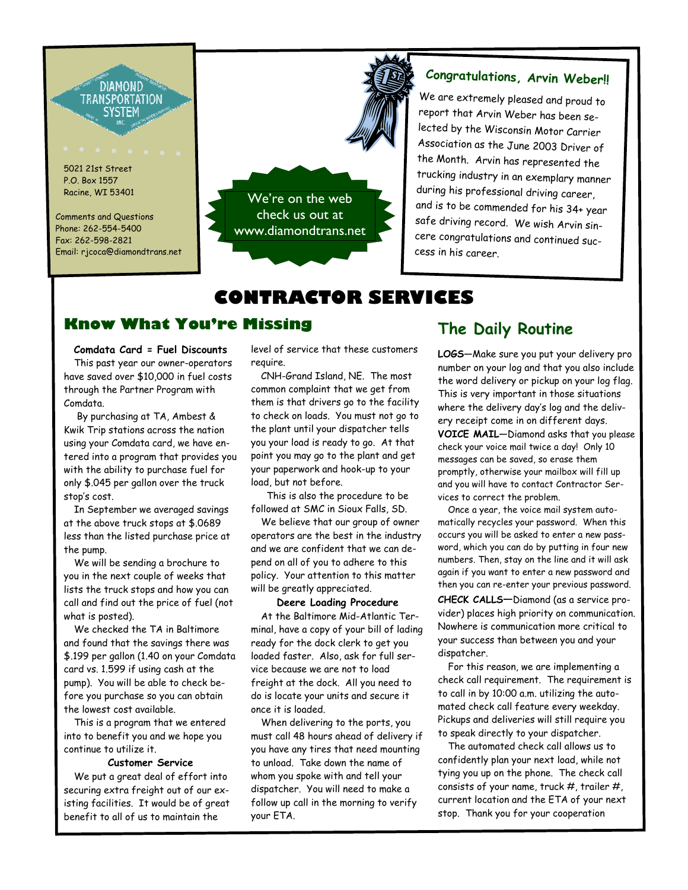DIAMOND TRANSPORTATION SYSTEM INC.

5021 21st Street
P.O. Box 1557
Racine, WI 53401

Comments and Questions
Phone: 262-554-5400
Fax: 262-598-2821
Email: rjcoca@diamondtrans.net

We're on the web check us out at www.diamondtrans.net

## Congratulations, Arvin Weber!!

We are extremely pleased and proud to report that Arvin Weber has been selected by the Wisconsin Motor Carrier Association as the June 2003 Driver of the Month. Arvin has represented the trucking industry in an exemplary manner during his professional driving career, and is to be commended for his 34+ year safe driving record. We wish Arvin sincere congratulations and continued success in his career.

# CONTRACTOR SERVICES

## Know What You're Missing

**Comdata Card = Fuel Discounts**

This past year our owner-operators have saved over $10,000 in fuel costs through the Partner Program with Comdata.

By purchasing at TA, Ambest & Kwik Trip stations across the nation using your Comdata card, we have entered into a program that provides you with the ability to purchase fuel for only $.045 per gallon over the truck stop's cost.

In September we averaged savings at the above truck stops at $.0689 less than the listed purchase price at the pump.

We will be sending a brochure to you in the next couple of weeks that lists the truck stops and how you can call and find out the price of fuel (not what is posted).

We checked the TA in Baltimore and found that the savings there was $.199 per gallon (1.40 on your Comdata card vs. 1.599 if using cash at the pump). You will be able to check before you purchase so you can obtain the lowest cost available.

This is a program that we entered into to benefit you and we hope you continue to utilize it.

**Customer Service**

We put a great deal of effort into securing extra freight out of our existing facilities. It would be of great benefit to all of us to maintain the level of service that these customers require.

CNH-Grand Island, NE. The most common complaint that we get from them is that drivers go to the facility to check on loads. You must not go to the plant until your dispatcher tells you your load is ready to go. At that point you may go to the plant and get your paperwork and hook-up to your load, but not before.

This is also the procedure to be followed at SMC in Sioux Falls, SD.

We believe that our group of owner operators are the best in the industry and we are confident that we can depend on all of you to adhere to this policy. Your attention to this matter will be greatly appreciated.

**Deere Loading Procedure**

At the Baltimore Mid-Atlantic Terminal, have a copy of your bill of lading ready for the dock clerk to get you loaded faster. Also, ask for full service because we are not to load freight at the dock. All you need to do is locate your units and secure it once it is loaded.

When delivering to the ports, you must call 48 hours ahead of delivery if you have any tires that need mounting to unload. Take down the name of whom you spoke with and tell your dispatcher. You will need to make a follow up call in the morning to verify your ETA.

## The Daily Routine

**LOGS**—Make sure you put your delivery pro number on your log and that you also include the word delivery or pickup on your log flag. This is very important in those situations where the delivery day's log and the delivery receipt come in on different days.

**VOICE MAIL**—Diamond asks that you please check your voice mail twice a day! Only 10 messages can be saved, so erase them promptly, otherwise your mailbox will fill up and you will have to contact Contractor Services to correct the problem.

Once a year, the voice mail system automatically recycles your password. When this occurs you will be asked to enter a new password, which you can do by putting in four new numbers. Then, stay on the line and it will ask again if you want to enter a new password and then you can re-enter your previous password.

**CHECK CALLS**—Diamond (as a service provider) places high priority on communication. Nowhere is communication more critical to your success than between you and your dispatcher.

For this reason, we are implementing a check call requirement. The requirement is to call in by 10:00 a.m. utilizing the automated check call feature every weekday. Pickups and deliveries will still require you to speak directly to your dispatcher.

The automated check call allows us to confidently plan your next load, while not tying you up on the phone. The check call consists of your name, truck #, trailer #, current location and the ETA of your next stop. Thank you for your cooperation